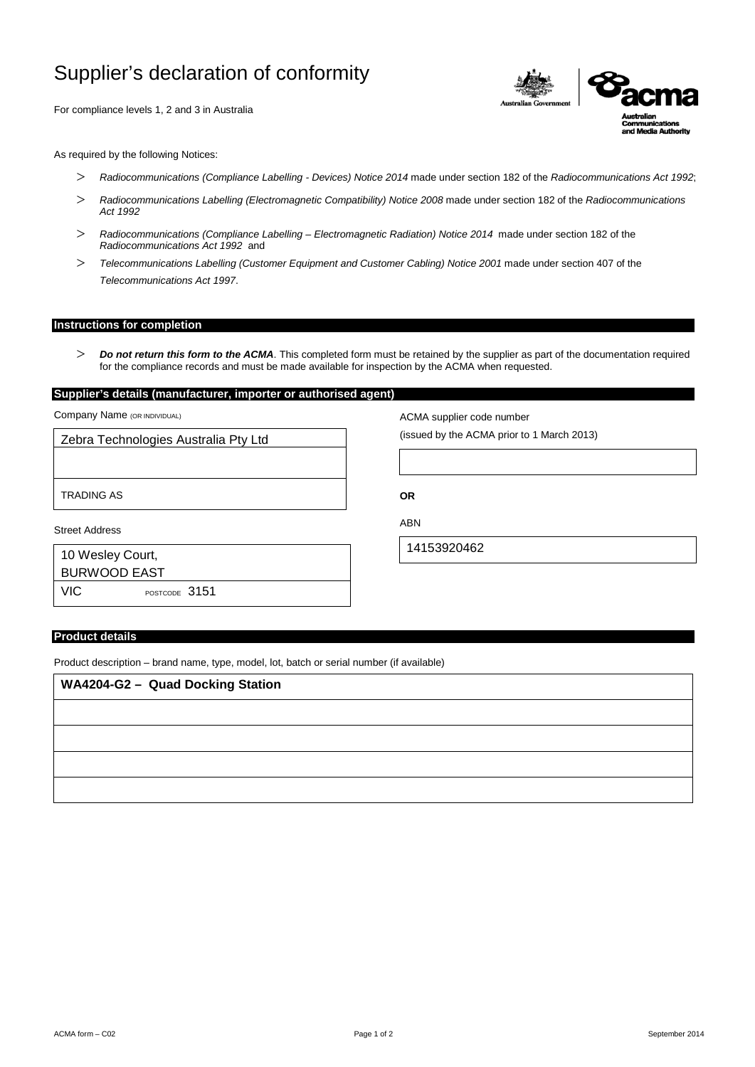# Supplier's declaration of conformity

For compliance levels 1, 2 and 3 in Australia

As required by the following Notices:

> *Radiocommunications (Compliance Labelling - Devices) Notice 2014* made under section 182 of the *Radiocommunications Act 1992*;

> *Radiocommunications Labelling (Electromagnetic Compatibility) Notice 2008* made under section 182 of the *Radiocommunications Act 1992*

> *Radiocommunications (Compliance Labelling – Electromagnetic Radiation) Notice 2014* made under section 182 of the *Radiocommunications Act 1992* and

> *Telecommunications Labelling (Customer Equipment and Customer Cabling) Notice 2001* made under section 407 of the *Telecommunications Act 1997*.

## Instructions for completion

> ***Do not return this form to the ACMA***. This completed form must be retained by the supplier as part of the documentation required for the compliance records and must be made available for inspection by the ACMA when requested.

## Supplier's details (manufacturer, importer or authorised agent)

Company Name (OR INDIVIDUAL)

Zebra Technologies Australia Pty Ltd

TRADING AS

Street Address

10 Wesley Court,
BURWOOD EAST
VIC POSTCODE 3151

ACMA supplier code number

(issued by the ACMA prior to 1 March 2013)

**OR**

ABN

14153920462

## Product details

Product description – brand name, type, model, lot, batch or serial number (if available)

**WA4204-G2 – Quad Docking Station**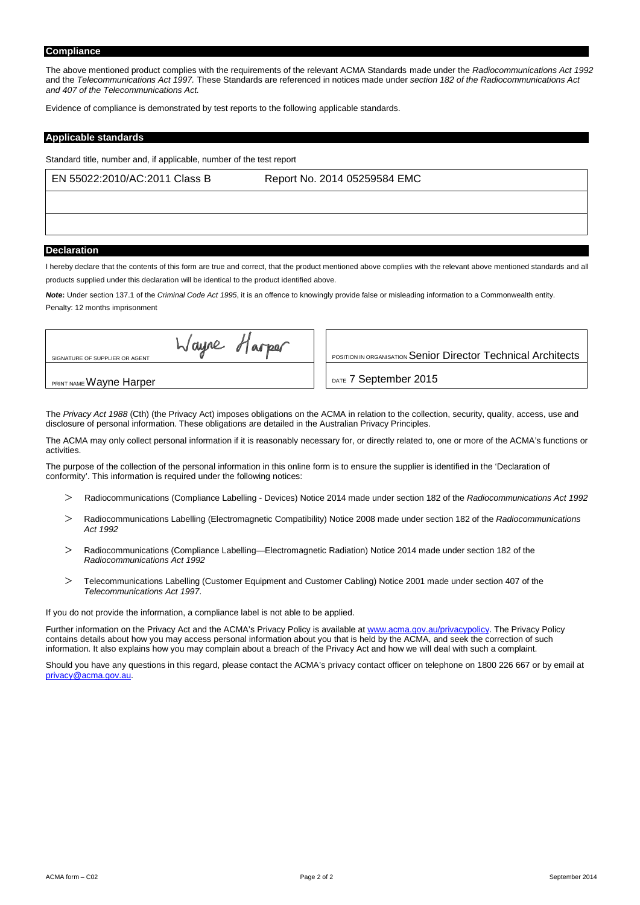## Compliance

The above mentioned product complies with the requirements of the relevant ACMA Standards made under the *Radiocommunications Act 1992* and the *Telecommunications Act 1997.* These Standards are referenced in notices made under *section 182 of the Radiocommunications Act and 407 of the Telecommunications Act.*

Evidence of compliance is demonstrated by test reports to the following applicable standards.

## Applicable standards

Standard title, number and, if applicable, number of the test report

| | |
|---|---|
| EN 55022:2010/AC:2011 Class B | Report No. 2014 05259584 EMC |
| | |
| | |

## Declaration

I hereby declare that the contents of this form are true and correct, that the product mentioned above complies with the relevant above mentioned standards and all products supplied under this declaration will be identical to the product identified above.

***Note*:** Under section 137.1 of the *Criminal Code Act 1995*, it is an offence to knowingly provide false or misleading information to a Commonwealth entity. Penalty: 12 months imprisonment

| | |
|---|---|
| SIGNATURE OF SUPPLIER OR AGENT Wayne Harper | POSITION IN ORGANISATION Senior Director Technical Architects |
| PRINT NAME Wayne Harper | DATE 7 September 2015 |

The *Privacy Act 1988* (Cth) (the Privacy Act) imposes obligations on the ACMA in relation to the collection, security, quality, access, use and disclosure of personal information. These obligations are detailed in the Australian Privacy Principles.

The ACMA may only collect personal information if it is reasonably necessary for, or directly related to, one or more of the ACMA's functions or activities.

The purpose of the collection of the personal information in this online form is to ensure the supplier is identified in the 'Declaration of conformity'. This information is required under the following notices:

- Radiocommunications (Compliance Labelling - Devices) Notice 2014 made under section 182 of the *Radiocommunications Act 1992*
- Radiocommunications Labelling (Electromagnetic Compatibility) Notice 2008 made under section 182 of the *Radiocommunications Act 1992*
- Radiocommunications (Compliance Labelling—Electromagnetic Radiation) Notice 2014 made under section 182 of the *Radiocommunications Act 1992*
- Telecommunications Labelling (Customer Equipment and Customer Cabling) Notice 2001 made under section 407 of the *Telecommunications Act 1997*.

If you do not provide the information, a compliance label is not able to be applied.

Further information on the Privacy Act and the ACMA's Privacy Policy is available at www.acma.gov.au/privacypolicy. The Privacy Policy contains details about how you may access personal information about you that is held by the ACMA, and seek the correction of such information. It also explains how you may complain about a breach of the Privacy Act and how we will deal with such a complaint.

Should you have any questions in this regard, please contact the ACMA's privacy contact officer on telephone on 1800 226 667 or by email at privacy@acma.gov.au.